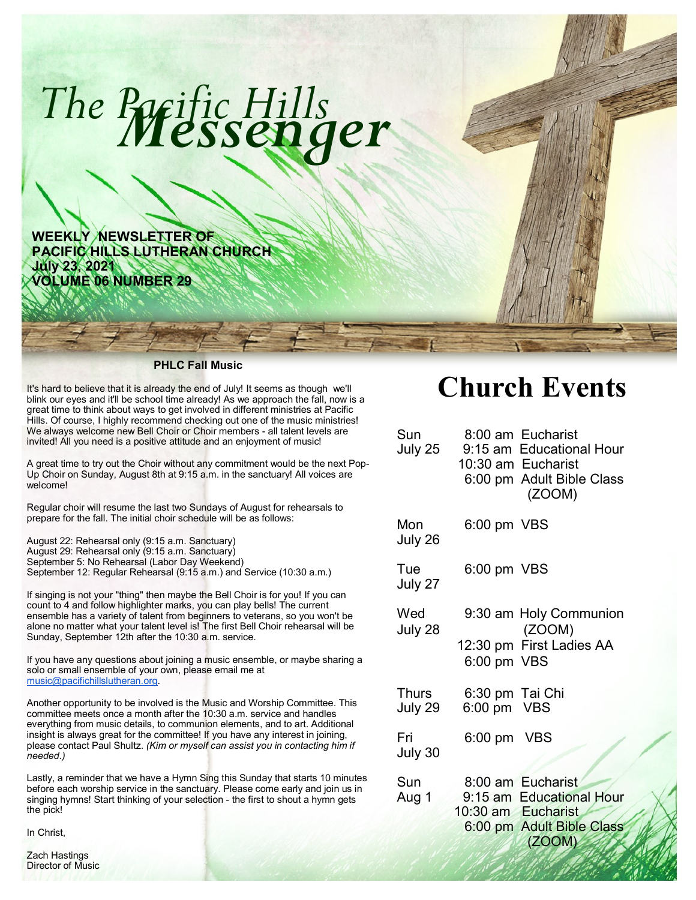# The Pacific Hills Messenger

**WEEKLY NEWSLETTER OF PACIFIC HILLS LUTHERAN CHURCH**
**July 23, 2021**
**VOLUME 06 NUMBER 29**

### PHLC Fall Music

It's hard to believe that it is already the end of July! It seems as though we'll blink our eyes and it'll be school time already! As we approach the fall, now is a great time to think about ways to get involved in different ministries at Pacific Hills. Of course, I highly recommend checking out one of the music ministries! We always welcome new Bell Choir or Choir members - all talent levels are invited! All you need is a positive attitude and an enjoyment of music!

A great time to try out the Choir without any commitment would be the next Pop-Up Choir on Sunday, August 8th at 9:15 a.m. in the sanctuary! All voices are welcome!

Regular choir will resume the last two Sundays of August for rehearsals to prepare for the fall. The initial choir schedule will be as follows:

August 22: Rehearsal only (9:15 a.m. Sanctuary)
August 29: Rehearsal only (9:15 a.m. Sanctuary)
September 5: No Rehearsal (Labor Day Weekend)
September 12: Regular Rehearsal (9:15 a.m.) and Service (10:30 a.m.)

If singing is not your "thing" then maybe the Bell Choir is for you! If you can count to 4 and follow highlighter marks, you can play bells! The current ensemble has a variety of talent from beginners to veterans, so you won't be alone no matter what your talent level is! The first Bell Choir rehearsal will be Sunday, September 12th after the 10:30 a.m. service.

If you have any questions about joining a music ensemble, or maybe sharing a solo or small ensemble of your own, please email me at music@pacifichillslutheran.org.

Another opportunity to be involved is the Music and Worship Committee. This committee meets once a month after the 10:30 a.m. service and handles everything from music details, to communion elements, and to art. Additional insight is always great for the committee! If you have any interest in joining, please contact Paul Shultz. *(Kim or myself can assist you in contacting him if needed.)*

Lastly, a reminder that we have a Hymn Sing this Sunday that starts 10 minutes before each worship service in the sanctuary. Please come early and join us in singing hymns! Start thinking of your selection - the first to shout a hymn gets the pick!

In Christ,

Zach Hastings
Director of Music

# Church Events

| Day | Time | Event |
|---|---|---|
| Sun July 25 | 8:00 am | Eucharist |
| | 9:15 am | Educational Hour |
| | 10:30 am | Eucharist |
| | 6:00 pm | Adult Bible Class (ZOOM) |
| Mon July 26 | 6:00 pm | VBS |
| Tue July 27 | 6:00 pm | VBS |
| Wed July 28 | 9:30 am | Holy Communion (ZOOM) |
| | 12:30 pm | First Ladies AA |
| | 6:00 pm | VBS |
| Thurs July 29 | 6:30 pm | Tai Chi |
| | 6:00 pm | VBS |
| Fri July 30 | 6:00 pm | VBS |
| Sun Aug 1 | 8:00 am | Eucharist |
| | 9:15 am | Educational Hour |
| | 10:30 am | Eucharist |
| | 6:00 pm | Adult Bible Class (ZOOM) |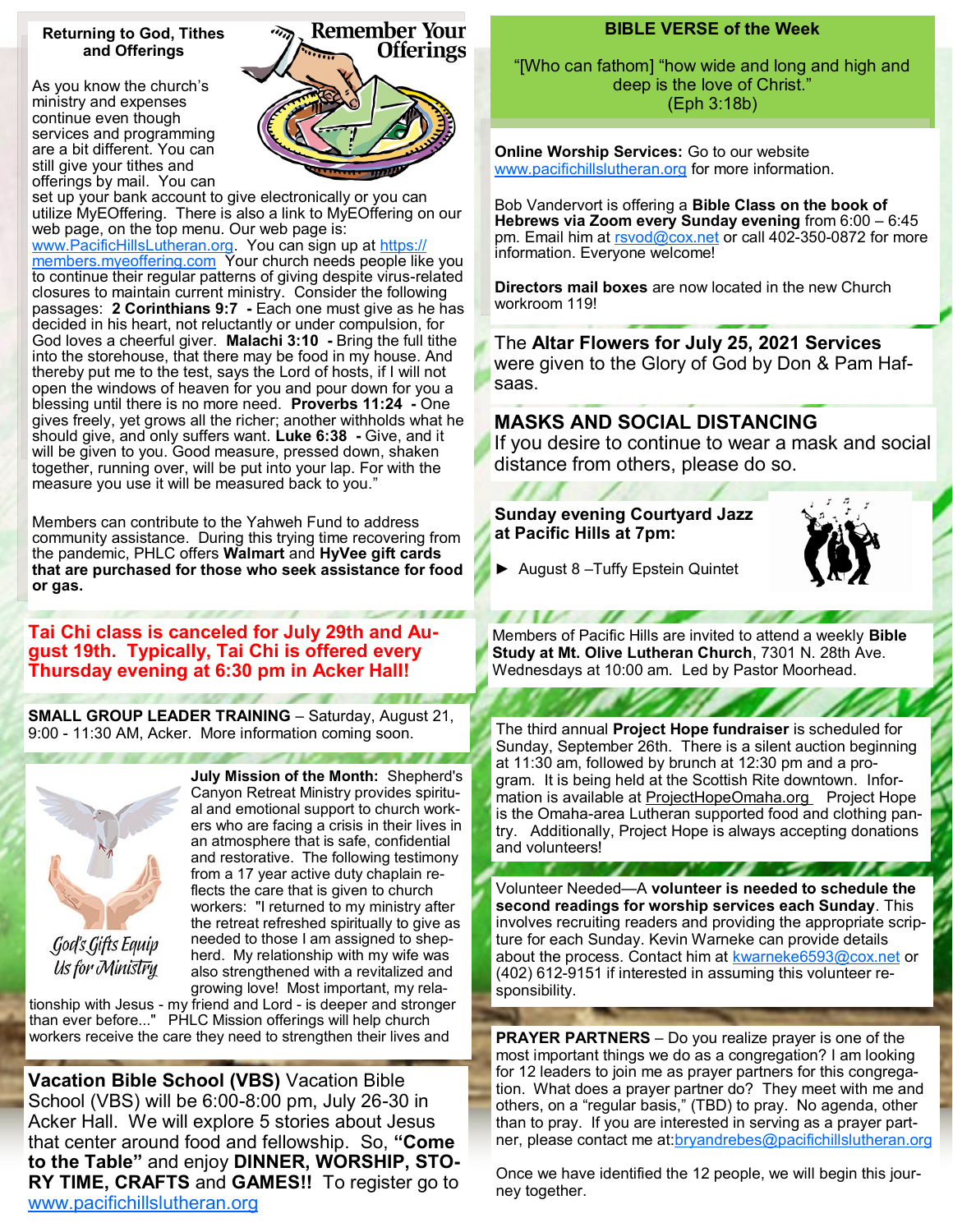**Returning to God, Tithes and Offerings**

**Remember Your Offerings**

As you know the church's ministry and expenses continue even though services and programming are a bit different. You can still give your tithes and offerings by mail. You can set up your bank account to give electronically or you can utilize MyEOffering. There is also a link to MyEOffering on our web page, on the top menu. Our web page is: www.PacificHillsLutheran.org. You can sign up at https://members.myeoffering.com Your church needs people like you to continue their regular patterns of giving despite virus-related closures to maintain current ministry. Consider the following passages: **2 Corinthians 9:7 -** Each one must give as he has decided in his heart, not reluctantly or under compulsion, for God loves a cheerful giver. **Malachi 3:10 -** Bring the full tithe into the storehouse, that there may be food in my house. And thereby put me to the test, says the Lord of hosts, if I will not open the windows of heaven for you and pour down for you a blessing until there is no more need. **Proverbs 11:24 -** One gives freely, yet grows all the richer; another withholds what he should give, and only suffers want. **Luke 6:38 -** Give, and it will be given to you. Good measure, pressed down, shaken together, running over, will be put into your lap. For with the measure you use it will be measured back to you."

Members can contribute to the Yahweh Fund to address community assistance. During this trying time recovering from the pandemic, PHLC offers **Walmart** and **HyVee gift cards that are purchased for those who seek assistance for food or gas.**

**Tai Chi class is canceled for July 29th and August 19th. Typically, Tai Chi is offered every Thursday evening at 6:30 pm in Acker Hall!**

**SMALL GROUP LEADER TRAINING** – Saturday, August 21, 9:00 - 11:30 AM, Acker. More information coming soon.

*God's Gifts Equip Us for Ministry*

**July Mission of the Month:** Shepherd's Canyon Retreat Ministry provides spiritual and emotional support to church workers who are facing a crisis in their lives in an atmosphere that is safe, confidential and restorative. The following testimony from a 17 year active duty chaplain reflects the care that is given to church workers: "I returned to my ministry after the retreat refreshed spiritually to give as needed to those I am assigned to shepherd. My relationship with my wife was also strengthened with a revitalized and growing love! Most important, my relationship with Jesus - my friend and Lord - is deeper and stronger than ever before..." PHLC Mission offerings will help church workers receive the care they need to strengthen their lives and

**Vacation Bible School (VBS)** Vacation Bible School (VBS) will be 6:00-8:00 pm, July 26-30 in Acker Hall. We will explore 5 stories about Jesus that center around food and fellowship. So, **"Come to the Table"** and enjoy **DINNER, WORSHIP, STORY TIME, CRAFTS** and **GAMES!!** To register go to www.pacifichillslutheran.org

**BIBLE VERSE of the Week**

"[Who can fathom] "how wide and long and high and deep is the love of Christ."
(Eph 3:18b)

**Online Worship Services:** Go to our website www.pacifichillslutheran.org for more information.

Bob Vandervort is offering a **Bible Class on the book of Hebrews via Zoom every Sunday evening** from 6:00 – 6:45 pm. Email him at rsvod@cox.net or call 402-350-0872 for more information. Everyone welcome!

**Directors mail boxes** are now located in the new Church workroom 119!

The **Altar Flowers for July 25, 2021 Services** were given to the Glory of God by Don & Pam Hafsaas.

**MASKS AND SOCIAL DISTANCING**
If you desire to continue to wear a mask and social distance from others, please do so.

**Sunday evening Courtyard Jazz at Pacific Hills at 7pm:**

► August 8 –Tuffy Epstein Quintet

Members of Pacific Hills are invited to attend a weekly **Bible Study at Mt. Olive Lutheran Church**, 7301 N. 28th Ave. Wednesdays at 10:00 am. Led by Pastor Moorhead.

The third annual **Project Hope fundraiser** is scheduled for Sunday, September 26th. There is a silent auction beginning at 11:30 am, followed by brunch at 12:30 pm and a program. It is being held at the Scottish Rite downtown. Information is available at ProjectHopeOmaha.org Project Hope is the Omaha-area Lutheran supported food and clothing pantry. Additionally, Project Hope is always accepting donations and volunteers!

Volunteer Needed—A **volunteer is needed to schedule the second readings for worship services each Sunday**. This involves recruiting readers and providing the appropriate scripture for each Sunday. Kevin Warneke can provide details about the process. Contact him at kwarneke6593@cox.net or (402) 612-9151 if interested in assuming this volunteer responsibility.

**PRAYER PARTNERS** – Do you realize prayer is one of the most important things we do as a congregation? I am looking for 12 leaders to join me as prayer partners for this congregation. What does a prayer partner do? They meet with me and others, on a "regular basis," (TBD) to pray. No agenda, other than to pray. If you are interested in serving as a prayer partner, please contact me at:bryandrebes@pacifichillslutheran.org

Once we have identified the 12 people, we will begin this journey together.